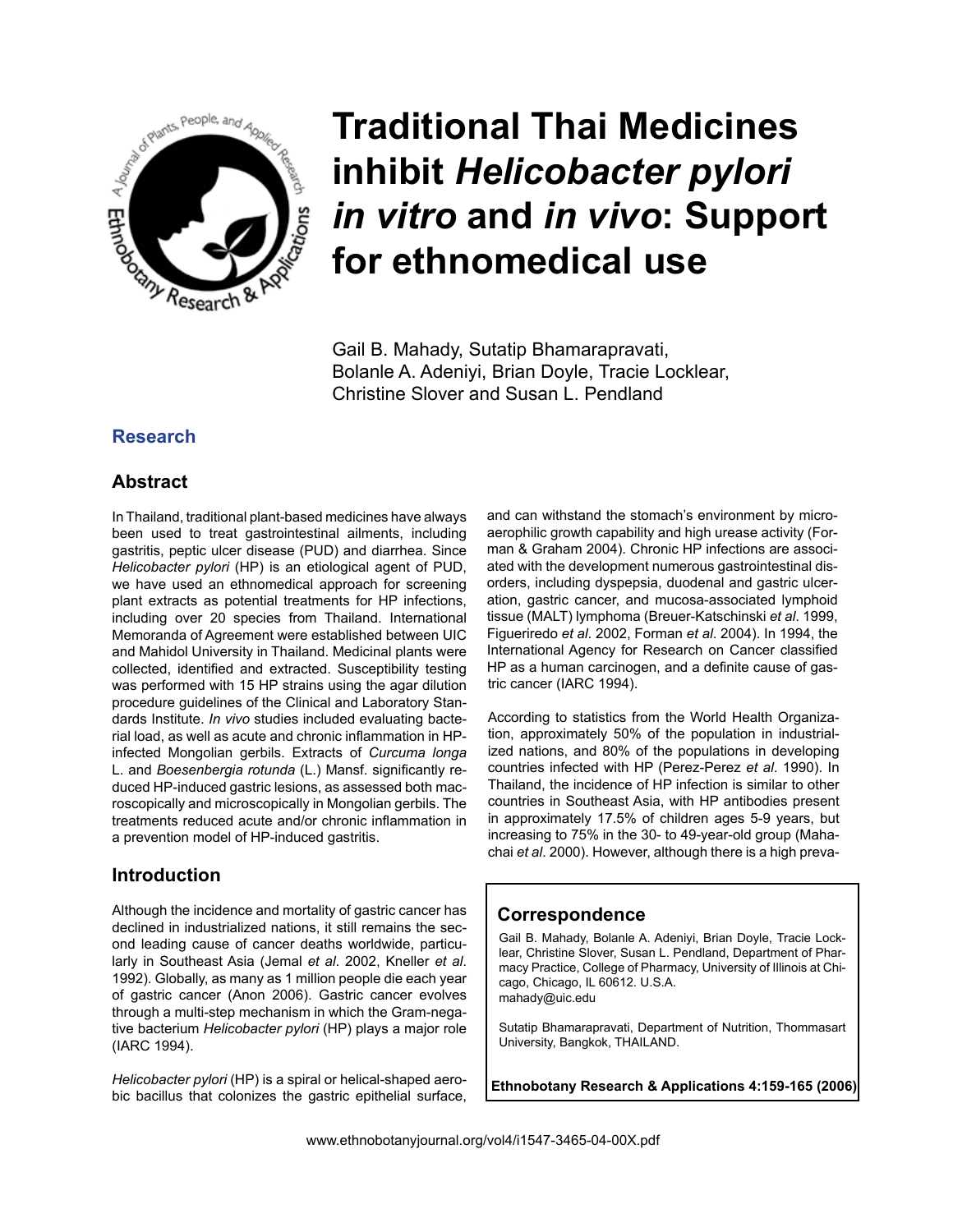# Traditional Thai Medicines inhibit *Helicobacter pylori in vitro* and *in vivo*: Support for ethnomedical use

Gail B. Mahady, Sutatip Bhamarapravati, Bolanle A. Adeniyi, Brian Doyle, Tracie Locklear, Christine Slover and Susan L. Pendland

## Research

## Abstract

In Thailand, traditional plant-based medicines have always been used to treat gastrointestinal ailments, including gastritis, peptic ulcer disease (PUD) and diarrhea. Since *Helicobacter pylori* (HP) is an etiological agent of PUD, we have used an ethnomedical approach for screening plant extracts as potential treatments for HP infections, including over 20 species from Thailand. International Memoranda of Agreement were established between UIC and Mahidol University in Thailand. Medicinal plants were collected, identified and extracted. Susceptibility testing was performed with 15 HP strains using the agar dilution procedure guidelines of the Clinical and Laboratory Standards Institute. *In vivo* studies included evaluating bacterial load, as well as acute and chronic inflammation in HP-infected Mongolian gerbils. Extracts of *Curcuma longa* L. and *Boesenbergia rotunda* (L.) Mansf. significantly reduced HP-induced gastric lesions, as assessed both macroscopically and microscopically in Mongolian gerbils. The treatments reduced acute and/or chronic inflammation in a prevention model of HP-induced gastritis.

## Introduction

Although the incidence and mortality of gastric cancer has declined in industrialized nations, it still remains the second leading cause of cancer deaths worldwide, particularly in Southeast Asia (Jemal *et al*. 2002, Kneller *et al*. 1992). Globally, as many as 1 million people die each year of gastric cancer (Anon 2006). Gastric cancer evolves through a multi-step mechanism in which the Gram-negative bacterium *Helicobacter pylori* (HP) plays a major role (IARC 1994).

*Helicobacter pylori* (HP) is a spiral or helical-shaped aerobic bacillus that colonizes the gastric epithelial surface, and can withstand the stomach's environment by microaerophilic growth capability and high urease activity (Forman & Graham 2004). Chronic HP infections are associated with the development numerous gastrointestinal disorders, including dyspepsia, duodenal and gastric ulceration, gastric cancer, and mucosa-associated lymphoid tissue (MALT) lymphoma (Breuer-Katschinski *et al*. 1999, Figueriredo *et al*. 2002, Forman *et al*. 2004). In 1994, the International Agency for Research on Cancer classified HP as a human carcinogen, and a definite cause of gastric cancer (IARC 1994).

According to statistics from the World Health Organization, approximately 50% of the population in industrialized nations, and 80% of the populations in developing countries infected with HP (Perez-Perez *et al*. 1990). In Thailand, the incidence of HP infection is similar to other countries in Southeast Asia, with HP antibodies present in approximately 17.5% of children ages 5-9 years, but increasing to 75% in the 30- to 49-year-old group (Mahachai *et al*. 2000). However, although there is a high preva-

## Correspondence

Gail B. Mahady, Bolanle A. Adeniyi, Brian Doyle, Tracie Locklear, Christine Slover, Susan L. Pendland, Department of Pharmacy Practice, College of Pharmacy, University of Illinois at Chicago, Chicago, IL 60612. U.S.A.
mahady@uic.edu

Sutatip Bhamarapravati, Department of Nutrition, Thommasart University, Bangkok, THAILAND.

**Ethnobotany Research & Applications 4:159-165 (2006)**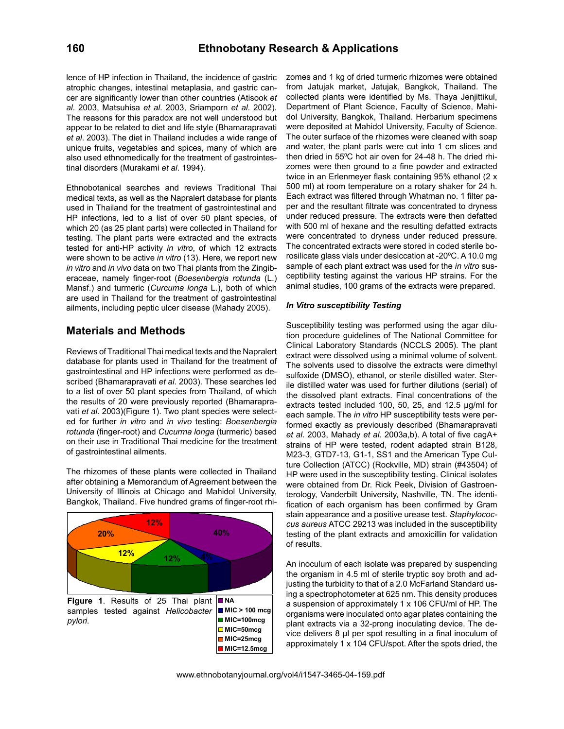lence of HP infection in Thailand, the incidence of gastric atrophic changes, intestinal metaplasia, and gastric cancer are significantly lower than other countries (Atisook *et al*. 2003, Matsuhisa *et al*. 2003, Sriamporn *et al*. 2002). The reasons for this paradox are not well understood but appear to be related to diet and life style (Bhamarapravati *et al*. 2003). The diet in Thailand includes a wide range of unique fruits, vegetables and spices, many of which are also used ethnomedically for the treatment of gastrointestinal disorders (Murakami *et al*. 1994).

Ethnobotanical searches and reviews Traditional Thai medical texts, as well as the Napralert database for plants used in Thailand for the treatment of gastrointestinal and HP infections, led to a list of over 50 plant species, of which 20 (as 25 plant parts) were collected in Thailand for testing. The plant parts were extracted and the extracts tested for anti-HP activity *in vitro*, of which 12 extracts were shown to be active *in vitro* (13). Here, we report new *in vitro* and *in vivo* data on two Thai plants from the Zingiberaceae, namely finger-root (*Boesenbergia rotunda* (L.) Mansf.) and turmeric (*Curcuma longa* L.), both of which are used in Thailand for the treatment of gastrointestinal ailments, including peptic ulcer disease (Mahady 2005).

## Materials and Methods

Reviews of Traditional Thai medical texts and the Napralert database for plants used in Thailand for the treatment of gastrointestinal and HP infections were performed as described (Bhamarapravati *et al*. 2003). These searches led to a list of over 50 plant species from Thailand, of which the results of 20 were previously reported (Bhamarapravati *et al*. 2003)(Figure 1). Two plant species were selected for further *in vitro* and *in vivo* testing: *Boesenbergia rotunda* (finger-root) and *Cucurma longa* (turmeric) based on their use in Traditional Thai medicine for the treatment of gastrointestinal ailments.

The rhizomes of these plants were collected in Thailand after obtaining a Memorandum of Agreement between the University of Illinois at Chicago and Mahidol University, Bangkok, Thailand. Five hundred grams of finger-root rhizomes and 1 kg of dried turmeric rhizomes were obtained from Jatujak market, Jatujak, Bangkok, Thailand. The collected plants were identified by Ms. Thaya Jenjittikul, Department of Plant Science, Faculty of Science, Mahidol University, Bangkok, Thailand. Herbarium specimens were deposited at Mahidol University, Faculty of Science. The outer surface of the rhizomes were cleaned with soap and water, the plant parts were cut into 1 cm slices and then dried in 55$^{0}$C hot air oven for 24-48 h. The dried rhizomes were then ground to a fine powder and extracted twice in an Erlenmeyer flask containing 95% ethanol (2 x 500 ml) at room temperature on a rotary shaker for 24 h. Each extract was filtered through Whatman no. 1 filter paper and the resultant filtrate was concentrated to dryness under reduced pressure. The extracts were then defatted with 500 ml of hexane and the resulting defatted extracts were concentrated to dryness under reduced pressure. The concentrated extracts were stored in coded sterile borosilicate glass vials under desiccation at -20ºC. A 10.0 mg sample of each plant extract was used for the *in vitro* susceptibility testing against the various HP strains. For the animal studies, 100 grams of the extracts were prepared.

NA: 40%; MIC > 100 mcg: 4%; MIC=100mcg: 12%; MIC=50mcg: 12%; MIC=25mcg: 20%; MIC=12.5mcg: 12%

**Figure 1**. Results of 25 Thai plant samples tested against *Helicobacter pylori*.

### *In Vitro susceptibility Testing*

Susceptibility testing was performed using the agar dilution procedure guidelines of The National Committee for Clinical Laboratory Standards (NCCLS 2005). The plant extract were dissolved using a minimal volume of solvent. The solvents used to dissolve the extracts were dimethyl sulfoxide (DMSO), ethanol, or sterile distilled water. Sterile distilled water was used for further dilutions (serial) of the dissolved plant extracts. Final concentrations of the extracts tested included 100, 50, 25, and 12.5 µg/ml for each sample. The *in vitro* HP susceptibility tests were performed exactly as previously described (Bhamarapravati *et al*. 2003, Mahady *et al*. 2003a,b). A total of five cagA+ strains of HP were tested, rodent adapted strain B128, M23-3, GTD7-13, G1-1, SS1 and the American Type Culture Collection (ATCC) (Rockville, MD) strain (#43504) of HP were used in the susceptibility testing. Clinical isolates were obtained from Dr. Rick Peek, Division of Gastroenterology, Vanderbilt University, Nashville, TN. The identification of each organism has been confirmed by Gram stain appearance and a positive urease test. *Staphylococcus aureus* ATCC 29213 was included in the susceptibility testing of the plant extracts and amoxicillin for validation of results.

An inoculum of each isolate was prepared by suspending the organism in 4.5 ml of sterile tryptic soy broth and adjusting the turbidity to that of a 2.0 McFarland Standard using a spectrophotometer at 625 nm. This density produces a suspension of approximately 1 x 106 CFU/ml of HP. The organisms were inoculated onto agar plates containing the plant extracts via a 32-prong inoculating device. The device delivers 8 µl per spot resulting in a final inoculum of approximately 1 x 104 CFU/spot. After the spots dried, the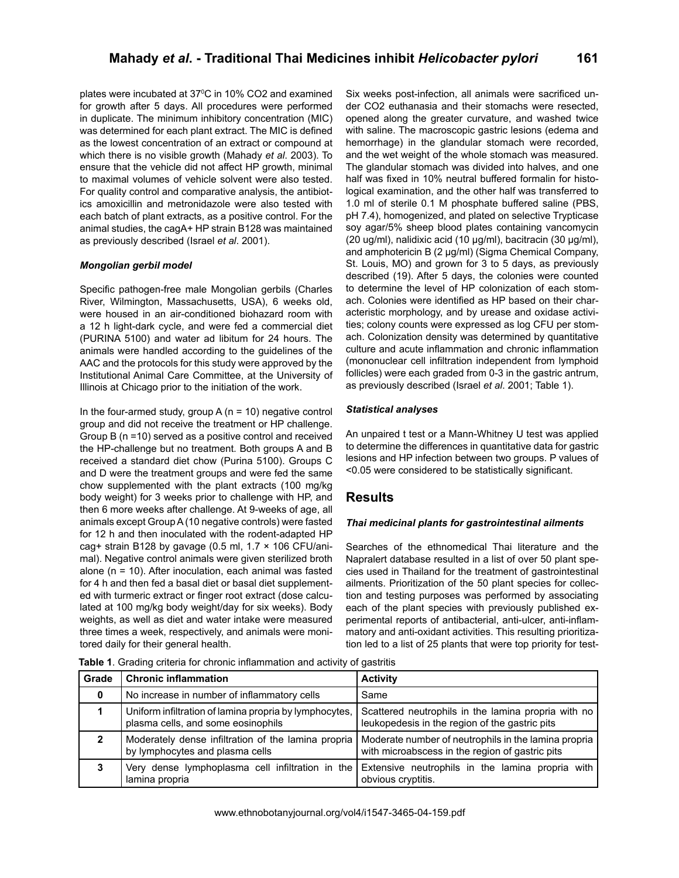plates were incubated at 37°C in 10% $CO_2$ and examined for growth after 5 days. All procedures were performed in duplicate. The minimum inhibitory concentration (MIC) was determined for each plant extract. The MIC is defined as the lowest concentration of an extract or compound at which there is no visible growth (Mahady *et al*. 2003). To ensure that the vehicle did not affect HP growth, minimal to maximal volumes of vehicle solvent were also tested. For quality control and comparative analysis, the antibiotics amoxicillin and metronidazole were also tested with each batch of plant extracts, as a positive control. For the animal studies, the cagA+ HP strain B128 was maintained as previously described (Israel *et al*. 2001).

#### *Mongolian gerbil model*

Specific pathogen-free male Mongolian gerbils (Charles River, Wilmington, Massachusetts, USA), 6 weeks old, were housed in an air-conditioned biohazard room with a 12 h light-dark cycle, and were fed a commercial diet (PURINA 5100) and water ad libitum for 24 hours. The animals were handled according to the guidelines of the AAC and the protocols for this study were approved by the Institutional Animal Care Committee, at the University of Illinois at Chicago prior to the initiation of the work.

In the four-armed study, group A (n = 10) negative control group and did not receive the treatment or HP challenge. Group B (n =10) served as a positive control and received the HP-challenge but no treatment. Both groups A and B received a standard diet chow (Purina 5100). Groups C and D were the treatment groups and were fed the same chow supplemented with the plant extracts (100 mg/kg body weight) for 3 weeks prior to challenge with HP, and then 6 more weeks after challenge. At 9-weeks of age, all animals except Group A (10 negative controls) were fasted for 12 h and then inoculated with the rodent-adapted HP cag+ strain B128 by gavage (0.5 ml, $1.7 \times 106$ CFU/animal). Negative control animals were given sterilized broth alone (n = 10). After inoculation, each animal was fasted for 4 h and then fed a basal diet or basal diet supplemented with turmeric extract or finger root extract (dose calculated at 100 mg/kg body weight/day for six weeks). Body weights, as well as diet and water intake were measured three times a week, respectively, and animals were monitored daily for their general health.

Six weeks post-infection, all animals were sacrificed under $CO_2$ euthanasia and their stomachs were resected, opened along the greater curvature, and washed twice with saline. The macroscopic gastric lesions (edema and hemorrhage) in the glandular stomach were recorded, and the wet weight of the whole stomach was measured. The glandular stomach was divided into halves, and one half was fixed in 10% neutral buffered formalin for histological examination, and the other half was transferred to 1.0 ml of sterile 0.1 M phosphate buffered saline (PBS, pH 7.4), homogenized, and plated on selective Trypticase soy agar/5% sheep blood plates containing vancomycin (20 ug/ml), nalidixic acid (10 μg/ml), bacitracin (30 μg/ml), and amphotericin B (2 μg/ml) (Sigma Chemical Company, St. Louis, MO) and grown for 3 to 5 days, as previously described (19). After 5 days, the colonies were counted to determine the level of HP colonization of each stomach. Colonies were identified as HP based on their characteristic morphology, and by urease and oxidase activities; colony counts were expressed as log CFU per stomach. Colonization density was determined by quantitative culture and acute inflammation and chronic inflammation (mononuclear cell infiltration independent from lymphoid follicles) were each graded from 0-3 in the gastric antrum, as previously described (Israel *et al*. 2001; Table 1).

#### *Statistical analyses*

An unpaired t test or a Mann-Whitney U test was applied to determine the differences in quantitative data for gastric lesions and HP infection between two groups. P values of <0.05 were considered to be statistically significant.

## Results

#### *Thai medicinal plants for gastrointestinal ailments*

Searches of the ethnomedical Thai literature and the Napralert database resulted in a list of over 50 plant species used in Thailand for the treatment of gastrointestinal ailments. Prioritization of the 50 plant species for collection and testing purposes was performed by associating each of the plant species with previously published experimental reports of antibacterial, anti-ulcer, anti-inflammatory and anti-oxidant activities. This resulting prioritization led to a list of 25 plants that were top priority for test-

**Table 1**. Grading criteria for chronic inflammation and activity of gastritis

| Grade | Chronic inflammation | Activity |
|---|---|---|
| **0** | No increase in number of inflammatory cells | Same |
| **1** | Uniform infiltration of lamina propria by lymphocytes, plasma cells, and some eosinophils | Scattered neutrophils in the lamina propria with no leukopedesis in the region of the gastric pits |
| **2** | Moderately dense infiltration of the lamina propria by lymphocytes and plasma cells | Moderate number of neutrophils in the lamina propria with microabscess in the region of gastric pits |
| **3** | Very dense lymphoplasma cell infiltration in the lamina propria | Extensive neutrophils in the lamina propria with obvious cryptitis. |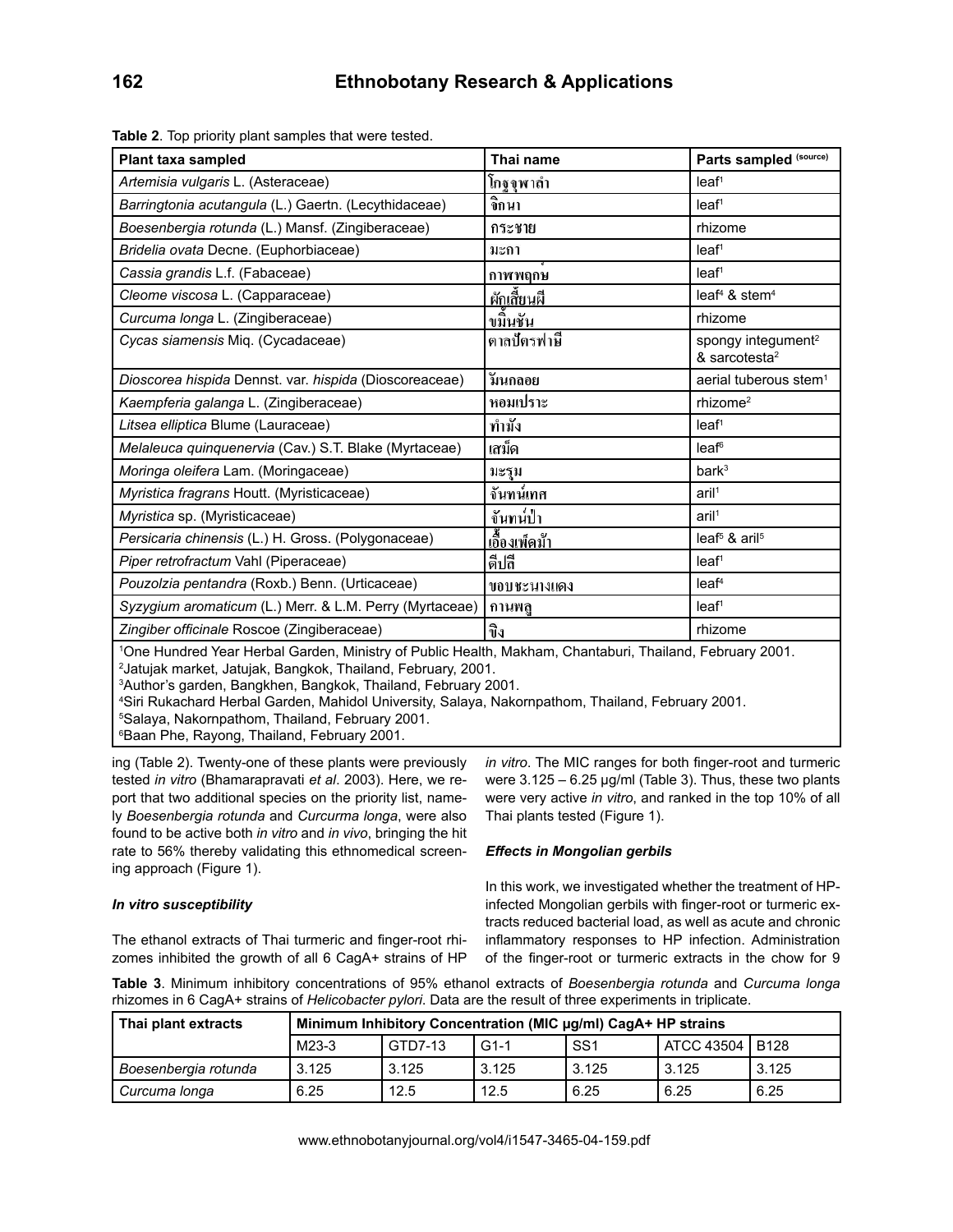**Table 2**. Top priority plant samples that were tested.

| Plant taxa sampled | Thai name | Parts sampled (source) |
|---|---|---|
| *Artemisia vulgaris* L. (Asteraceae) | โกฐจุฬาลำ | leaf[1] |
| *Barringtonia acutangula* (L.) Gaertn. (Lecythidaceae) | จิกนา | leaf[1] |
| *Boesenbergia rotunda* (L.) Mansf. (Zingiberaceae) | กระชาย | rhizome |
| *Bridelia ovata* Decne. (Euphorbiaceae) | มะกา | leaf[1] |
| *Cassia grandis* L.f. (Fabaceae) | กาพพฤกษ์ | leaf[1] |
| *Cleome viscosa* L. (Capparaceae) | ผักเสี้ยนผี | leaf[4] & stem[4] |
| *Curcuma longa* L. (Zingiberaceae) | ขมิ้นชัน | rhizome |
| *Cycas siamensis* Miq. (Cycadaceae) | ตาลปัตรฤาษี | spongy integument[2] & sarcotesta[2] |
| *Dioscorea hispida* Dennst. var. *hispida* (Dioscoreaceae) | มันกลอย | aerial tuberous stem[1] |
| *Kaempferia galanga* L. (Zingiberaceae) | หอมเปราะ | rhizome[2] |
| *Litsea elliptica* Blume (Lauraceae) | ทำมัง | leaf[1] |
| *Melaleuca quinquenervia* (Cav.) S.T. Blake (Myrtaceae) | เสม็ด | leaf[6] |
| *Moringa oleifera* Lam. (Moringaceae) | มะรุม | bark[3] |
| *Myristica fragrans* Houtt. (Myristicaceae) | จันทน์เทศ | aril[1] |
| *Myristica* sp. (Myristicaceae) | จันทน์ป่า | aril[1] |
| *Persicaria chinensis* (L.) H. Gross. (Polygonaceae) | เอื้องเพ็ดม้า | leaf[5] & aril[5] |
| *Piper retrofractum* Vahl (Piperaceae) | ดีปลี | leaf[1] |
| *Pouzolzia pentandra* (Roxb.) Benn. (Urticaceae) | ขอบชะนางแดง | leaf[4] |
| *Syzygium aromaticum* (L.) Merr. & L.M. Perry (Myrtaceae) | กานพลู | leaf[1] |
| *Zingiber officinale* Roscoe (Zingiberaceae) | ขิง | rhizome |

[1]One Hundred Year Herbal Garden, Ministry of Public Health, Makham, Chantaburi, Thailand, February 2001.
[2]Jatujak market, Jatujak, Bangkok, Thailand, February, 2001.
[3]Author's garden, Bangkhen, Bangkok, Thailand, February 2001.
[4]Siri Rukachard Herbal Garden, Mahidol University, Salaya, Nakornpathom, Thailand, February 2001.
[5]Salaya, Nakornpathom, Thailand, February 2001.
[6]Baan Phe, Rayong, Thailand, February 2001.

ing (Table 2). Twenty-one of these plants were previously tested *in vitro* (Bhamarapravati *et al*. 2003). Here, we report that two additional species on the priority list, namely *Boesenbergia rotunda* and *Curcurma longa*, were also found to be active both *in vitro* and *in vivo*, bringing the hit rate to 56% thereby validating this ethnomedical screening approach (Figure 1).

### *In vitro susceptibility*

The ethanol extracts of Thai turmeric and finger-root rhizomes inhibited the growth of all 6 CagA+ strains of HP *in vitro*. The MIC ranges for both finger-root and turmeric were 3.125 – 6.25 µg/ml (Table 3). Thus, these two plants were very active *in vitro*, and ranked in the top 10% of all Thai plants tested (Figure 1).

### *Effects in Mongolian gerbils*

In this work, we investigated whether the treatment of HP-infected Mongolian gerbils with finger-root or turmeric extracts reduced bacterial load, as well as acute and chronic inflammatory responses to HP infection. Administration of the finger-root or turmeric extracts in the chow for 9

**Table 3**. Minimum inhibitory concentrations of 95% ethanol extracts of *Boesenbergia rotunda* and *Curcuma longa* rhizomes in 6 CagA+ strains of *Helicobacter pylori*. Data are the result of three experiments in triplicate.

| Thai plant extracts | Minimum Inhibitory Concentration (MIC µg/ml) CagA+ HP strains | | | | | |
|---|---|---|---|---|---|---|
| | M23-3 | GTD7-13 | G1-1 | SS1 | ATCC 43504 | B128 |
| *Boesenbergia rotunda* | 3.125 | 3.125 | 3.125 | 3.125 | 3.125 | 3.125 |
| *Curcuma longa* | 6.25 | 12.5 | 12.5 | 6.25 | 6.25 | 6.25 |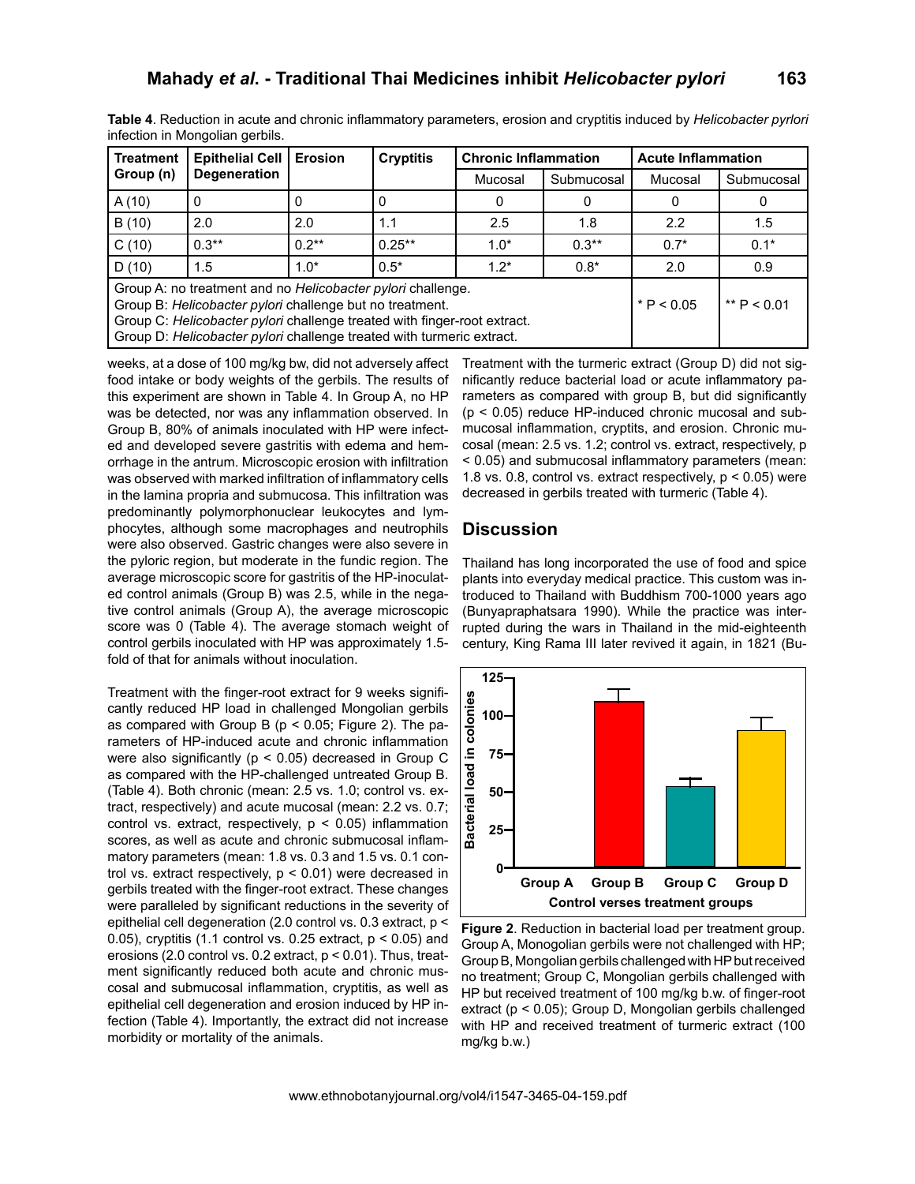**Table 4**. Reduction in acute and chronic inflammatory parameters, erosion and cryptitis induced by *Helicobacter pyrlori* infection in Mongolian gerbils.

| Treatment Group (n) | Epithelial Cell Degeneration | Erosion | Cryptitis | Chronic Inflammation | | Acute Inflammation | |
|---|---|---|---|---|---|---|---|
| | | | | Mucosal | Submucosal | Mucosal | Submucosal |
| A (10) | 0 | 0 | 0 | 0 | 0 | 0 | 0 |
| B (10) | 2.0 | 2.0 | 1.1 | 2.5 | 1.8 | 2.2 | 1.5 |
| C (10) | 0.3** | 0.2** | 0.25** | 1.0* | 0.3** | 0.7* | 0.1* |
| D (10) | 1.5 | 1.0* | 0.5* | 1.2* | 0.8* | 2.0 | 0.9 |

Group A: no treatment and no *Helicobacter pylori* challenge.
Group B: *Helicobacter pylori* challenge but no treatment.
Group C: *Helicobacter pylori* challenge treated with finger-root extract.
Group D: *Helicobacter pylori* challenge treated with turmeric extract.

* P < 0.05 &nbsp;&nbsp; ** P < 0.01

weeks, at a dose of 100 mg/kg bw, did not adversely affect food intake or body weights of the gerbils. The results of this experiment are shown in Table 4. In Group A, no HP was be detected, nor was any inflammation observed. In Group B, 80% of animals inoculated with HP were infected and developed severe gastritis with edema and hemorrhage in the antrum. Microscopic erosion with infiltration was observed with marked infiltration of inflammatory cells in the lamina propria and submucosa. This infiltration was predominantly polymorphonuclear leukocytes and lymphocytes, although some macrophages and neutrophils were also observed. Gastric changes were also severe in the pyloric region, but moderate in the fundic region. The average microscopic score for gastritis of the HP-inoculated control animals (Group B) was 2.5, while in the negative control animals (Group A), the average microscopic score was 0 (Table 4). The average stomach weight of control gerbils inoculated with HP was approximately 1.5-fold of that for animals without inoculation.

Treatment with the finger-root extract for 9 weeks significantly reduced HP load in challenged Mongolian gerbils as compared with Group B ($p < 0.05$; Figure 2). The parameters of HP-induced acute and chronic inflammation were also significantly ($p < 0.05$) decreased in Group C as compared with the HP-challenged untreated Group B. (Table 4). Both chronic (mean: 2.5 vs. 1.0; control vs. extract, respectively) and acute mucosal (mean: 2.2 vs. 0.7; control vs. extract, respectively, $p < 0.05$) inflammation scores, as well as acute and chronic submucosal inflammatory parameters (mean: 1.8 vs. 0.3 and 1.5 vs. 0.1 control vs. extract respectively, $p < 0.01$) were decreased in gerbils treated with the finger-root extract. These changes were paralleled by significant reductions in the severity of epithelial cell degeneration (2.0 control vs. 0.3 extract, $p < 0.05$), cryptitis (1.1 control vs. 0.25 extract, $p < 0.05$) and erosions (2.0 control vs. 0.2 extract, $p < 0.01$). Thus, treatment significantly reduced both acute and chronic muscosal and submucosal inflammation, cryptitis, as well as epithelial cell degeneration and erosion induced by HP infection (Table 4). Importantly, the extract did not increase morbidity or mortality of the animals.

Treatment with the turmeric extract (Group D) did not significantly reduce bacterial load or acute inflammatory parameters as compared with group B, but did significantly ($p < 0.05$) reduce HP-induced chronic mucosal and submucosal inflammation, cryptits, and erosion. Chronic mucosal (mean: 2.5 vs. 1.2; control vs. extract, respectively, $p < 0.05$) and submucosal inflammatory parameters (mean: 1.8 vs. 0.8, control vs. extract respectively, $p < 0.05$) were decreased in gerbils treated with turmeric (Table 4).

## Discussion

Thailand has long incorporated the use of food and spice plants into everyday medical practice. This custom was introduced to Thailand with Buddhism 700-1000 years ago (Bunyapraphatsara 1990). While the practice was interrupted during the wars in Thailand in the mid-eighteenth century, King Rama III later revived it again, in 1821 (Bu-

**Figure 2**. Reduction in bacterial load per treatment group. Group A, Monogolian gerbils were not challenged with HP; Group B, Mongolian gerbils challenged with HP but received no treatment; Group C, Mongolian gerbils challenged with HP but received treatment of 100 mg/kg b.w. of finger-root extract ($p < 0.05$); Group D, Mongolian gerbils challenged with HP and received treatment of turmeric extract (100 mg/kg b.w.)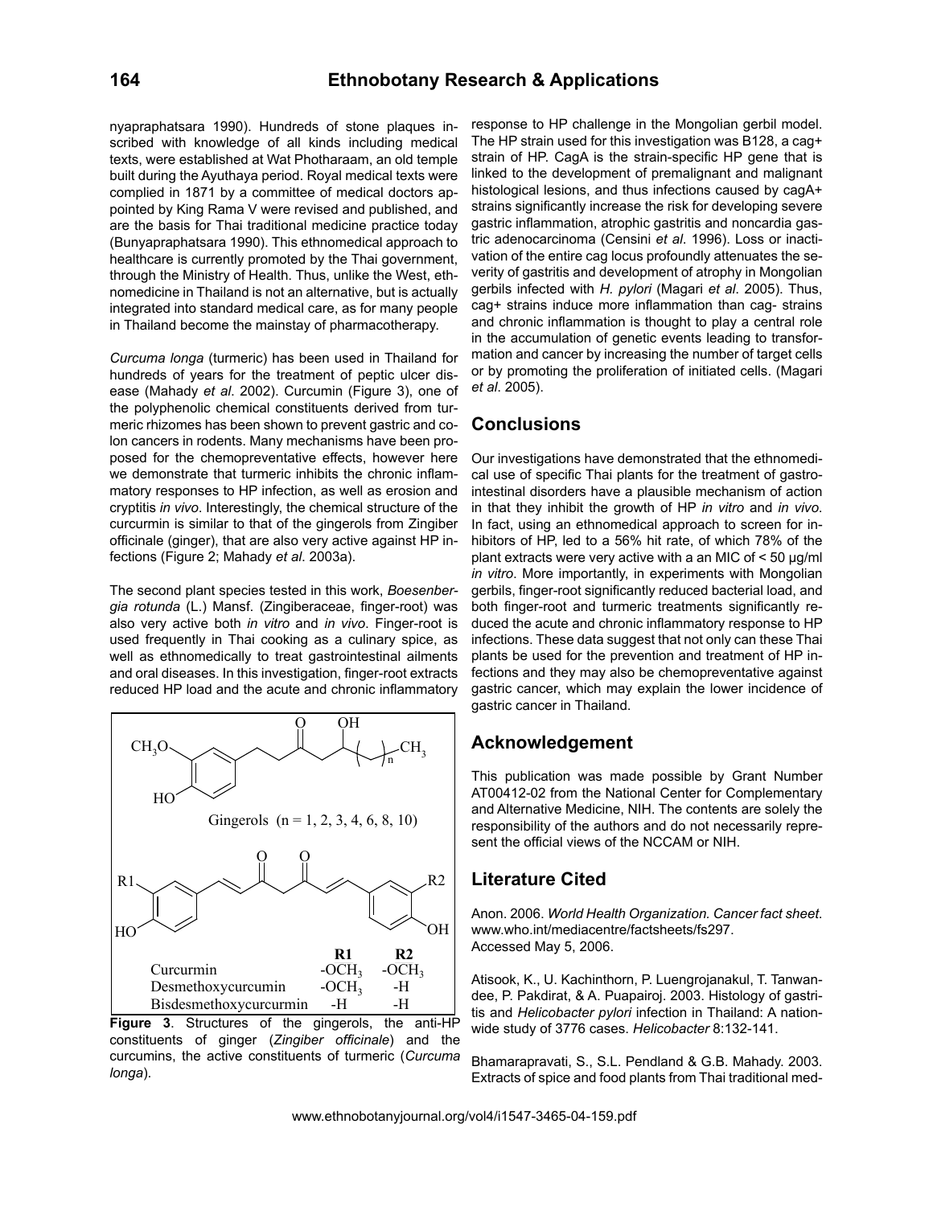nyapraphatsara 1990). Hundreds of stone plaques inscribed with knowledge of all kinds including medical texts, were established at Wat Photharaam, an old temple built during the Ayuthaya period. Royal medical texts were complied in 1871 by a committee of medical doctors appointed by King Rama V were revised and published, and are the basis for Thai traditional medicine practice today (Bunyapraphatsara 1990). This ethnomedical approach to healthcare is currently promoted by the Thai government, through the Ministry of Health. Thus, unlike the West, ethnomedicine in Thailand is not an alternative, but is actually integrated into standard medical care, as for many people in Thailand become the mainstay of pharmacotherapy.

*Curcuma longa* (turmeric) has been used in Thailand for hundreds of years for the treatment of peptic ulcer disease (Mahady *et al*. 2002). Curcumin (Figure 3), one of the polyphenolic chemical constituents derived from turmeric rhizomes has been shown to prevent gastric and colon cancers in rodents. Many mechanisms have been proposed for the chemopreventative effects, however here we demonstrate that turmeric inhibits the chronic inflammatory responses to HP infection, as well as erosion and cryptitis *in vivo*. Interestingly, the chemical structure of the curcurmin is similar to that of the gingerols from Zingiber officinale (ginger), that are also very active against HP infections (Figure 2; Mahady *et al*. 2003a).

The second plant species tested in this work, *Boesenbergia rotunda* (L.) Mansf. (Zingiberaceae, finger-root) was also very active both *in vitro* and *in vivo*. Finger-root is used frequently in Thai cooking as a culinary spice, as well as ethnomedically to treat gastrointestinal ailments and oral diseases. In this investigation, finger-root extracts reduced HP load and the acute and chronic inflammatory response to HP challenge in the Mongolian gerbil model. The HP strain used for this investigation was B128, a cag+ strain of HP. CagA is the strain-specific HP gene that is linked to the development of premalignant and malignant histological lesions, and thus infections caused by cagA+ strains significantly increase the risk for developing severe gastric inflammation, atrophic gastritis and noncardia gastric adenocarcinoma (Censini *et al*. 1996). Loss or inactivation of the entire cag locus profoundly attenuates the severity of gastritis and development of atrophy in Mongolian gerbils infected with *H. pylori* (Magari *et al*. 2005). Thus, cag+ strains induce more inflammation than cag- strains and chronic inflammation is thought to play a central role in the accumulation of genetic events leading to transformation and cancer by increasing the number of target cells or by promoting the proliferation of initiated cells. (Magari *et al*. 2005).

Gingerols (n = 1, 2, 3, 4, 6, 8, 10)

| | R1 | R2 |
|---|---|---|
| Curcurmin | $-OCH_3$ | $-OCH_3$ |
| Desmethoxycurcumin | $-OCH_3$ | -H |
| Bisdesmethoxycurcurmin | -H | -H |

**Figure 3**. Structures of the gingerols, the anti-HP constituents of ginger (*Zingiber officinale*) and the curcumins, the active constituents of turmeric (*Curcuma longa*).

## Conclusions

Our investigations have demonstrated that the ethnomedical use of specific Thai plants for the treatment of gastrointestinal disorders have a plausible mechanism of action in that they inhibit the growth of HP *in vitro* and *in vivo*. In fact, using an ethnomedical approach to screen for inhibitors of HP, led to a 56% hit rate, of which 78% of the plant extracts were very active with a an MIC of < 50 μg/ml *in vitro*. More importantly, in experiments with Mongolian gerbils, finger-root significantly reduced bacterial load, and both finger-root and turmeric treatments significantly reduced the acute and chronic inflammatory response to HP infections. These data suggest that not only can these Thai plants be used for the prevention and treatment of HP infections and they may also be chemopreventative against gastric cancer, which may explain the lower incidence of gastric cancer in Thailand.

## Acknowledgement

This publication was made possible by Grant Number AT00412-02 from the National Center for Complementary and Alternative Medicine, NIH. The contents are solely the responsibility of the authors and do not necessarily represent the official views of the NCCAM or NIH.

## Literature Cited

Anon. 2006. *World Health Organization. Cancer fact sheet*. www.who.int/mediacentre/factsheets/fs297. Accessed May 5, 2006.

Atisook, K., U. Kachinthorn, P. Luengrojanakul, T. Tanwandee, P. Pakdirat, & A. Puapairoj. 2003. Histology of gastritis and *Helicobacter pylori* infection in Thailand: A nationwide study of 3776 cases. *Helicobacter* 8:132-141.

Bhamarapravati, S., S.L. Pendland & G.B. Mahady. 2003. Extracts of spice and food plants from Thai traditional med-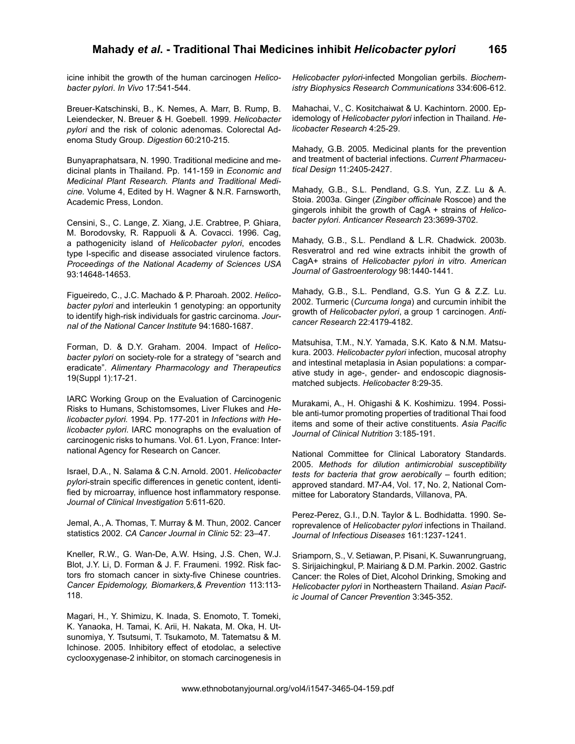icine inhibit the growth of the human carcinogen *Helicobacter pylori*. *In Vivo* 17:541-544.

Breuer-Katschinski, B., K. Nemes, A. Marr, B. Rump, B. Leiendecker, N. Breuer & H. Goebell. 1999. *Helicobacter pylori* and the risk of colonic adenomas. Colorectal Adenoma Study Group. *Digestion* 60:210-215.

Bunyapraphatsara, N. 1990. Traditional medicine and medicinal plants in Thailand. Pp. 141-159 in *Economic and Medicinal Plant Research. Plants and Traditional Medicine.* Volume 4, Edited by H. Wagner & N.R. Farnsworth, Academic Press, London.

Censini, S., C. Lange, Z. Xiang, J.E. Crabtree, P. Ghiara, M. Borodovsky, R. Rappuoli & A. Covacci. 1996. Cag, a pathogenicity island of *Helicobacter pylori*, encodes type I-specific and disease associated virulence factors. *Proceedings of the National Academy of Sciences USA* 93:14648-14653.

Figueiredo, C., J.C. Machado & P. Pharoah. 2002. *Helicobacter pylori* and interleukin 1 genotyping: an opportunity to identify high-risk individuals for gastric carcinoma. *Journal of the National Cancer Institute* 94:1680-1687.

Forman, D. & D.Y. Graham. 2004. Impact of *Helicobacter pylori* on society-role for a strategy of "search and eradicate". *Alimentary Pharmacology and Therapeutics* 19(Suppl 1):17-21.

IARC Working Group on the Evaluation of Carcinogenic Risks to Humans, Schistomsomes, Liver Flukes and *Helicobacter pylori.* 1994. Pp. 177-201 in *Infections with Helicobacter pylori*. IARC monographs on the evaluation of carcinogenic risks to humans. Vol. 61. Lyon, France: International Agency for Research on Cancer.

Israel, D.A., N. Salama & C.N. Arnold. 2001. *Helicobacter pylori*-strain specific differences in genetic content, identified by microarray, influence host inflammatory response. *Journal of Clinical Investigation* 5:611-620.

Jemal, A., A. Thomas, T. Murray & M. Thun, 2002. Cancer statistics 2002. *CA Cancer Journal in Clinic* 52: 23–47.

Kneller, R.W., G. Wan-De, A.W. Hsing, J.S. Chen, W.J. Blot, J.Y. Li, D. Forman & J. F. Fraumeni. 1992. Risk factors fro stomach cancer in sixty-five Chinese countries. *Cancer Epidemology, Biomarkers,& Prevention* 113:113-118.

Magari, H., Y. Shimizu, K. Inada, S. Enomoto, T. Tomeki, K. Yanaoka, H. Tamai, K. Arii, H. Nakata, M. Oka, H. Utsunomiya, Y. Tsutsumi, T. Tsukamoto, M. Tatematsu & M. Ichinose. 2005. Inhibitory effect of etodolac, a selective cyclooxygenase-2 inhibitor, on stomach carcinogenesis in *Helicobacter pylori*-infected Mongolian gerbils. *Biochemistry Biophysics Research Communications* 334:606-612.

Mahachai, V., C. Kositchaiwat & U. Kachintorn. 2000. Epidemology of *Helicobacter pylori* infection in Thailand. *Helicobacter Research* 4:25-29.

Mahady, G.B. 2005. Medicinal plants for the prevention and treatment of bacterial infections. *Current Pharmaceutical Design* 11:2405-2427.

Mahady, G.B., S.L. Pendland, G.S. Yun, Z.Z. Lu & A. Stoia. 2003a. Ginger (*Zingiber officinale* Roscoe) and the gingerols inhibit the growth of CagA + strains of *Helicobacter pylori*. *Anticancer Research* 23:3699-3702.

Mahady, G.B., S.L. Pendland & L.R. Chadwick. 2003b. Resveratrol and red wine extracts inhibit the growth of CagA+ strains of *Helicobacter pylori in vitro*. *American Journal of Gastroenterology* 98:1440-1441.

Mahady, G.B., S.L. Pendland, G.S. Yun G & Z.Z. Lu. 2002. Turmeric (*Curcuma longa*) and curcumin inhibit the growth of *Helicobacter pylori*, a group 1 carcinogen. *Anticancer Research* 22:4179-4182.

Matsuhisa, T.M., N.Y. Yamada, S.K. Kato & N.M. Matsukura. 2003. *Helicobacter pylori* infection, mucosal atrophy and intestinal metaplasia in Asian populations: a comparative study in age-, gender- and endoscopic diagnosis-matched subjects. *Helicobacter* 8:29-35.

Murakami, A., H. Ohigashi & K. Koshimizu. 1994. Possible anti-tumor promoting properties of traditional Thai food items and some of their active constituents. *Asia Pacific Journal of Clinical Nutrition* 3:185-191.

National Committee for Clinical Laboratory Standards. 2005. *Methods for dilution antimicrobial susceptibility tests for bacteria that grow aerobically* – fourth edition; approved standard. M7-A4, Vol. 17, No. 2, National Committee for Laboratory Standards, Villanova, PA.

Perez-Perez, G.I., D.N. Taylor & L. Bodhidatta. 1990. Seroprevalence of *Helicobacter pylori* infections in Thailand. *Journal of Infectious Diseases* 161:1237-1241.

Sriamporn, S., V. Setiawan, P. Pisani, K. Suwanrungruang, S. Sirijaichingkul, P. Mairiang & D.M. Parkin. 2002. Gastric Cancer: the Roles of Diet, Alcohol Drinking, Smoking and *Helicobacter pylori* in Northeastern Thailand. *Asian Pacific Journal of Cancer Prevention* 3:345-352.